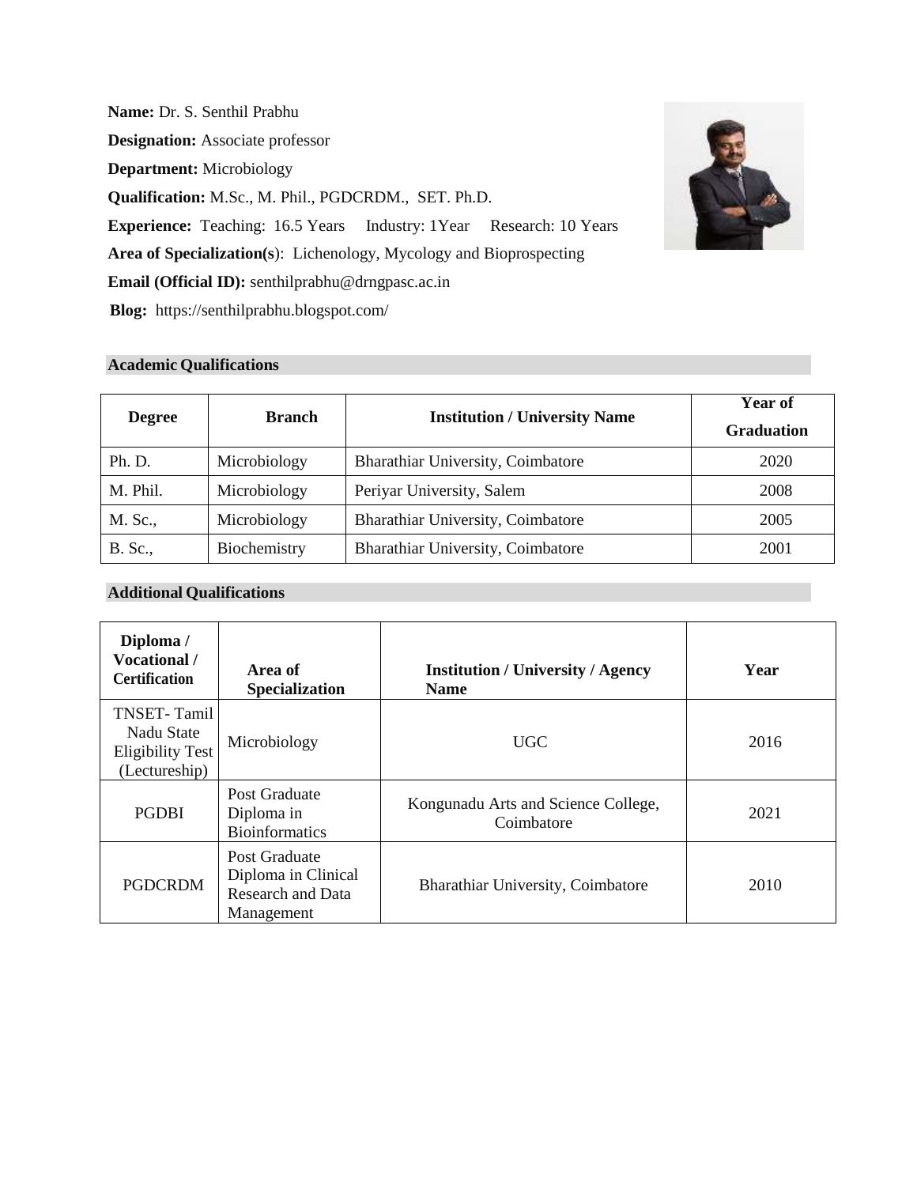**Name:** Dr. S. Senthil Prabhu

**Designation:** Associate professor

**Department:** Microbiology

**Qualification:** M.Sc., M. Phil., PGDCRDM., SET. Ph.D.

**Experience:** Teaching: 16.5 Years Industry: 1Year Research: 10 Years

**Area of Specialization(s)**: Lichenology, Mycology and Bioprospecting

**Email (Official ID):** senthilprabhu@drngpasc.ac.in

**Blog:** https://senthilprabhu.blogspot.com/

## Academic Qualifications

| Degree | Branch | Institution / University Name | Year of Graduation |
|---|---|---|---|
| Ph. D. | Microbiology | Bharathiar University, Coimbatore | 2020 |
| M. Phil. | Microbiology | Periyar University, Salem | 2008 |
| M. Sc., | Microbiology | Bharathiar University, Coimbatore | 2005 |
| B. Sc., | Biochemistry | Bharathiar University, Coimbatore | 2001 |

## Additional Qualifications

| Diploma / Vocational / Certification | Area of Specialization | Institution / University / Agency Name | Year |
|---|---|---|---|
| TNSET- Tamil Nadu State Eligibility Test (Lectureship) | Microbiology | UGC | 2016 |
| PGDBI | Post Graduate Diploma in Bioinformatics | Kongunadu Arts and Science College, Coimbatore | 2021 |
| PGDCRDM | Post Graduate Diploma in Clinical Research and Data Management | Bharathiar University, Coimbatore | 2010 |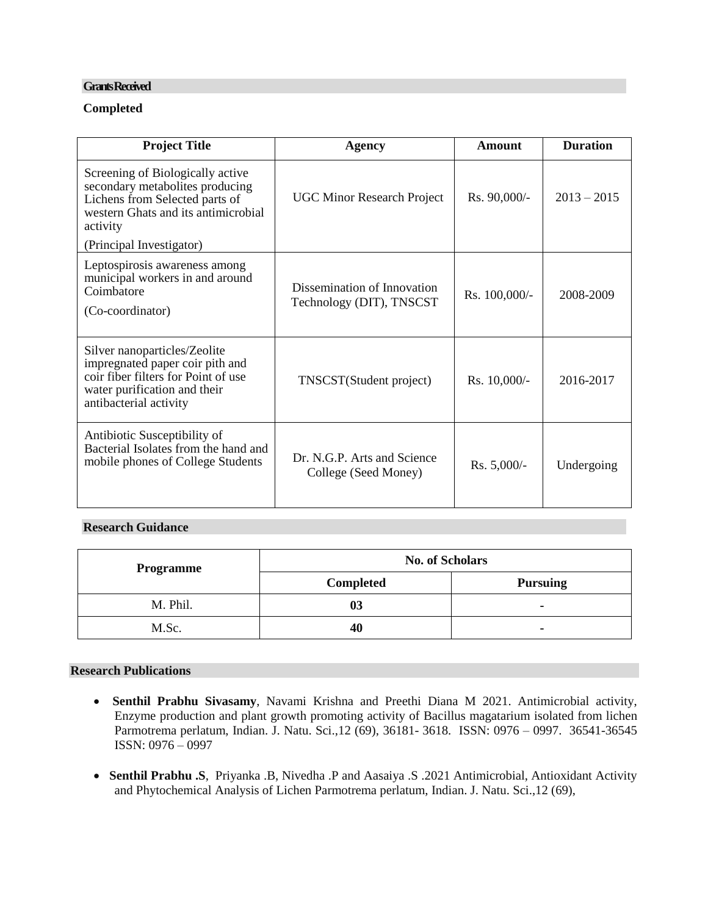## Grants Received

**Completed**

| Project Title | Agency | Amount | Duration |
|---|---|---|---|
| Screening of Biologically active secondary metabolites producing Lichens from Selected parts of western Ghats and its antimicrobial activity (Principal Investigator) | UGC Minor Research Project | Rs. 90,000/- | 2013 – 2015 |
| Leptospirosis awareness among municipal workers in and around Coimbatore (Co-coordinator) | Dissemination of Innovation Technology (DIT), TNSCST | Rs. 100,000/- | 2008-2009 |
| Silver nanoparticles/Zeolite impregnated paper coir pith and coir fiber filters for Point of use water purification and their antibacterial activity | TNSCST(Student project) | Rs. 10,000/- | 2016-2017 |
| Antibiotic Susceptibility of Bacterial Isolates from the hand and mobile phones of College Students | Dr. N.G.P. Arts and Science College (Seed Money) | Rs. 5,000/- | Undergoing |

## Research Guidance

| Programme | No. of Scholars | |
|---|---|---|
| | **Completed** | **Pursuing** |
| M. Phil. | **03** | - |
| M.Sc. | **40** | - |

## Research Publications

- **Senthil Prabhu Sivasamy**, Navami Krishna and Preethi Diana M 2021. Antimicrobial activity, Enzyme production and plant growth promoting activity of Bacillus magatarium isolated from lichen Parmotrema perlatum, Indian. J. Natu. Sci.,12 (69), 36181- 3618. ISSN: 0976 – 0997. 36541-36545 ISSN: 0976 – 0997
- **Senthil Prabhu .S**, Priyanka .B, Nivedha .P and Aasaiya .S .2021 Antimicrobial, Antioxidant Activity and Phytochemical Analysis of Lichen Parmotrema perlatum, Indian. J. Natu. Sci.,12 (69),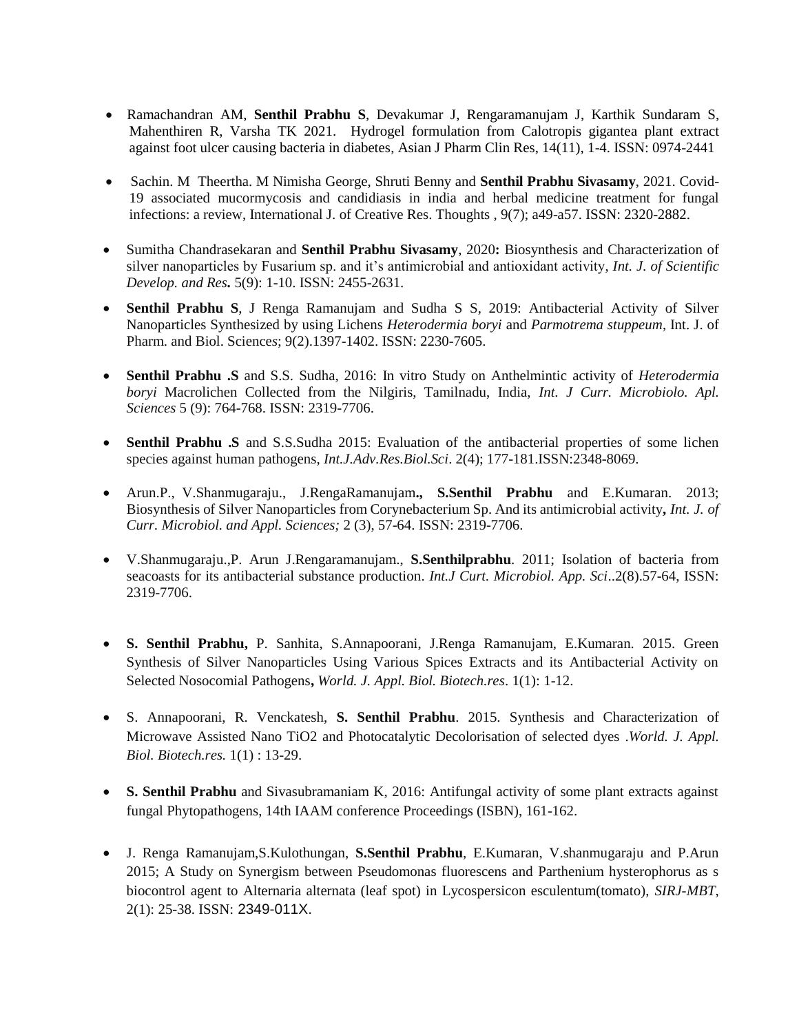- Ramachandran AM, **Senthil Prabhu S**, Devakumar J, Rengaramanujam J, Karthik Sundaram S, Mahenthiren R, Varsha TK 2021. Hydrogel formulation from Calotropis gigantea plant extract against foot ulcer causing bacteria in diabetes, Asian J Pharm Clin Res, 14(11), 1-4. ISSN: 0974-2441

- Sachin. M Theertha. M Nimisha George, Shruti Benny and **Senthil Prabhu Sivasamy**, 2021. Covid-19 associated mucormycosis and candidiasis in india and herbal medicine treatment for fungal infections: a review, International J. of Creative Res. Thoughts , 9(7); a49-a57. ISSN: 2320-2882.

- Sumitha Chandrasekaran and **Senthil Prabhu Sivasamy**, 2020**:** Biosynthesis and Characterization of silver nanoparticles by Fusarium sp. and it's antimicrobial and antioxidant activity, *Int. J. of Scientific Develop. and Res***.** 5(9): 1-10. ISSN: 2455-2631.

- **Senthil Prabhu S**, J Renga Ramanujam and Sudha S S, 2019: Antibacterial Activity of Silver Nanoparticles Synthesized by using Lichens *Heterodermia boryi* and *Parmotrema stuppeum*, Int. J. of Pharm. and Biol. Sciences; 9(2).1397-1402. ISSN: 2230-7605.

- **Senthil Prabhu .S** and S.S. Sudha, 2016: In vitro Study on Anthelmintic activity of *Heterodermia boryi* Macrolichen Collected from the Nilgiris, Tamilnadu, India, *Int. J Curr. Microbiolo. Apl. Sciences* 5 (9): 764-768. ISSN: 2319-7706.

- **Senthil Prabhu .S** and S.S.Sudha 2015: Evaluation of the antibacterial properties of some lichen species against human pathogens, *Int.J.Adv.Res.Biol.Sci*. 2(4); 177-181.ISSN:2348-8069.

- Arun.P., V.Shanmugaraju., J.RengaRamanujam**., S.Senthil Prabhu** and E.Kumaran. 2013; Biosynthesis of Silver Nanoparticles from Corynebacterium Sp. And its antimicrobial activity**,** *Int. J. of Curr. Microbiol. and Appl. Sciences;* 2 (3), 57-64. ISSN: 2319-7706.

- V.Shanmugaraju.,P. Arun J.Rengaramanujam., **S.Senthilprabhu**. 2011; Isolation of bacteria from seacoasts for its antibacterial substance production. *Int.J Curt. Microbiol. App. Sci*..2(8).57-64, ISSN: 2319-7706.

- **S. Senthil Prabhu,** P. Sanhita, S.Annapoorani, J.Renga Ramanujam, E.Kumaran. 2015. Green Synthesis of Silver Nanoparticles Using Various Spices Extracts and its Antibacterial Activity on Selected Nosocomial Pathogens**,** *World. J. Appl. Biol. Biotech.res*. 1(1): 1-12.

- S. Annapoorani, R. Venckatesh, **S. Senthil Prabhu**. 2015. Synthesis and Characterization of Microwave Assisted Nano TiO2 and Photocatalytic Decolorisation of selected dyes .*World. J. Appl. Biol. Biotech.res.* 1(1) : 13-29.

- **S. Senthil Prabhu** and Sivasubramaniam K, 2016: Antifungal activity of some plant extracts against fungal Phytopathogens, 14th IAAM conference Proceedings (ISBN), 161-162.

- J. Renga Ramanujam,S.Kulothungan, **S.Senthil Prabhu**, E.Kumaran, V.shanmugaraju and P.Arun 2015; A Study on Synergism between Pseudomonas fluorescens and Parthenium hysterophorus as s biocontrol agent to Alternaria alternata (leaf spot) in Lycospersicon esculentum(tomato), *SIRJ-MBT*, 2(1): 25-38. ISSN: 2349-011X.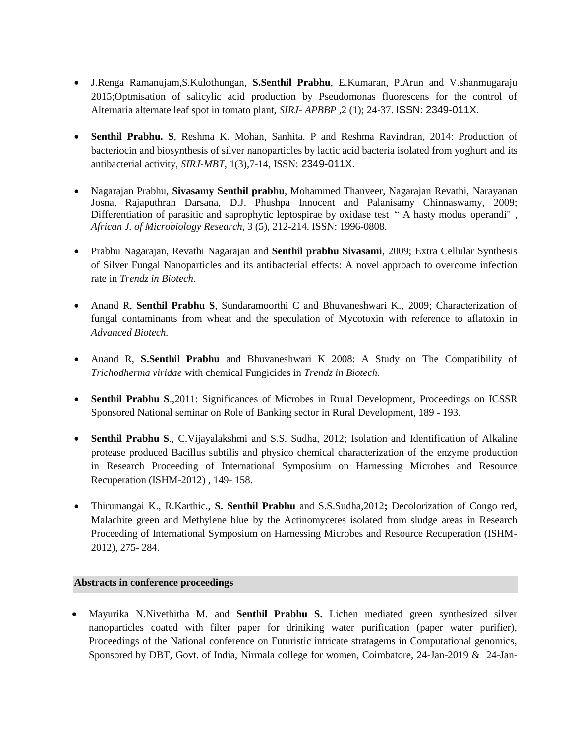- J.Renga Ramanujam,S.Kulothungan, **S.Senthil Prabhu**, E.Kumaran, P.Arun and V.shanmugaraju 2015;Optmisation of salicylic acid production by Pseudomonas fluorescens for the control of Alternaria alternate leaf spot in tomato plant, *SIRJ- APBBP* ,2 (1); 24-37. ISSN: 2349-011X.

- **Senthil Prabhu. S**, Reshma K. Mohan, Sanhita. P and Reshma Ravindran, 2014: Production of bacteriocin and biosynthesis of silver nanoparticles by lactic acid bacteria isolated from yoghurt and its antibacterial activity, *SIRJ-MBT*, 1(3),7-14, ISSN: 2349-011X.

- Nagarajan Prabhu, **Sivasamy Senthil prabhu**, Mohammed Thanveer, Nagarajan Revathi, Narayanan Josna, Rajaputhran Darsana, D.J. Phushpa Innocent and Palanisamy Chinnaswamy, 2009; Differentiation of parasitic and saprophytic leptospirae by oxidase test " A hasty modus operandi" , *African J. of Microbiology Research*, 3 (5), 212-214. ISSN: 1996-0808.

- Prabhu Nagarajan, Revathi Nagarajan and **Senthil prabhu Sivasami**, 2009; Extra Cellular Synthesis of Silver Fungal Nanoparticles and its antibacterial effects: A novel approach to overcome infection rate in *Trendz in Biotech*.

- Anand R, **Senthil Prabhu S**, Sundaramoorthi C and Bhuvaneshwari K., 2009; Characterization of fungal contaminants from wheat and the speculation of Mycotoxin with reference to aflatoxin in *Advanced Biotech.*

- Anand R, **S.Senthil Prabhu** and Bhuvaneshwari K 2008: A Study on The Compatibility of *Trichoderma viridae* with chemical Fungicides in *Trendz in Biotech.*

- **Senthil Prabhu S**.,2011: Significances of Microbes in Rural Development, Proceedings on ICSSR Sponsored National seminar on Role of Banking sector in Rural Development, 189 - 193.

- **Senthil Prabhu S**., C.Vijayalakshmi and S.S. Sudha, 2012; Isolation and Identification of Alkaline protease produced Bacillus subtilis and physico chemical characterization of the enzyme production in Research Proceeding of International Symposium on Harnessing Microbes and Resource Recuperation (ISHM-2012) , 149- 158.

- Thirumangai K., R.Karthic., **S. Senthil Prabhu** and S.S.Sudha,2012**;** Decolorization of Congo red, Malachite green and Methylene blue by the Actinomycetes isolated from sludge areas in Research Proceeding of International Symposium on Harnessing Microbes and Resource Recuperation (ISHM-2012), 275- 284.

## Abstracts in conference proceedings

- Mayurika N.Nivethitha M. and **Senthil Prabhu S.** Lichen mediated green synthesized silver nanoparticles coated with filter paper for driniking water purification (paper water purifier), Proceedings of the National conference on Futuristic intricate stratagems in Computational genomics, Sponsored by DBT, Govt. of India, Nirmala college for women, Coimbatore, 24-Jan-2019 & 24-Jan-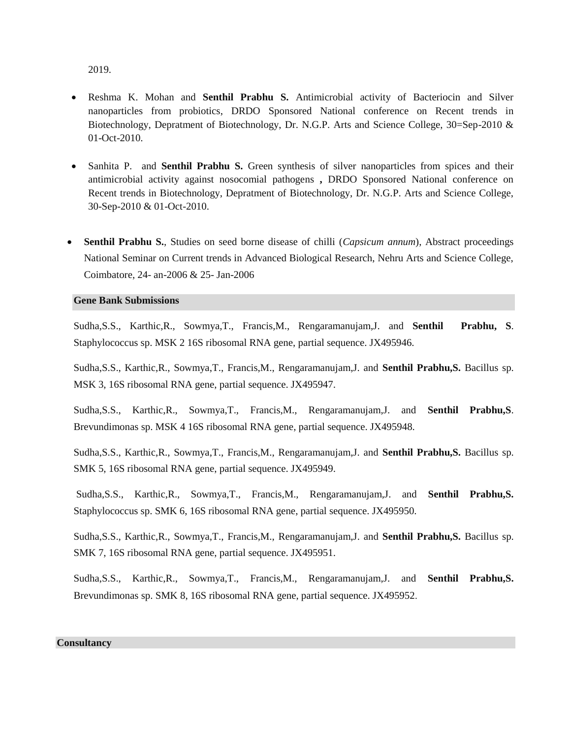2019.

- Reshma K. Mohan and **Senthil Prabhu S.** Antimicrobial activity of Bacteriocin and Silver nanoparticles from probiotics, DRDO Sponsored National conference on Recent trends in Biotechnology, Depratment of Biotechnology, Dr. N.G.P. Arts and Science College, 30=Sep-2010 & 01-Oct-2010.

- Sanhita P. and **Senthil Prabhu S.** Green synthesis of silver nanoparticles from spices and their antimicrobial activity against nosocomial pathogens **,** DRDO Sponsored National conference on Recent trends in Biotechnology, Depratment of Biotechnology, Dr. N.G.P. Arts and Science College, 30-Sep-2010 & 01-Oct-2010.

- **Senthil Prabhu S.**, Studies on seed borne disease of chilli (*Capsicum annum*), Abstract proceedings National Seminar on Current trends in Advanced Biological Research, Nehru Arts and Science College, Coimbatore, 24- an-2006 & 25- Jan-2006

## Gene Bank Submissions

Sudha,S.S., Karthic,R., Sowmya,T., Francis,M., Rengaramanujam,J. and **Senthil Prabhu, S**. Staphylococcus sp. MSK 2 16S ribosomal RNA gene, partial sequence. JX495946.

Sudha,S.S., Karthic,R., Sowmya,T., Francis,M., Rengaramanujam,J. and **Senthil Prabhu,S.** Bacillus sp. MSK 3, 16S ribosomal RNA gene, partial sequence. JX495947.

Sudha,S.S., Karthic,R., Sowmya,T., Francis,M., Rengaramanujam,J. and **Senthil Prabhu,S**. Brevundimonas sp. MSK 4 16S ribosomal RNA gene, partial sequence. JX495948.

Sudha,S.S., Karthic,R., Sowmya,T., Francis,M., Rengaramanujam,J. and **Senthil Prabhu,S.** Bacillus sp. SMK 5, 16S ribosomal RNA gene, partial sequence. JX495949.

Sudha,S.S., Karthic,R., Sowmya,T., Francis,M., Rengaramanujam,J. and **Senthil Prabhu,S.** Staphylococcus sp. SMK 6, 16S ribosomal RNA gene, partial sequence. JX495950.

Sudha,S.S., Karthic,R., Sowmya,T., Francis,M., Rengaramanujam,J. and **Senthil Prabhu,S.** Bacillus sp. SMK 7, 16S ribosomal RNA gene, partial sequence. JX495951.

Sudha,S.S., Karthic,R., Sowmya,T., Francis,M., Rengaramanujam,J. and **Senthil Prabhu,S.** Brevundimonas sp. SMK 8, 16S ribosomal RNA gene, partial sequence. JX495952.

## Consultancy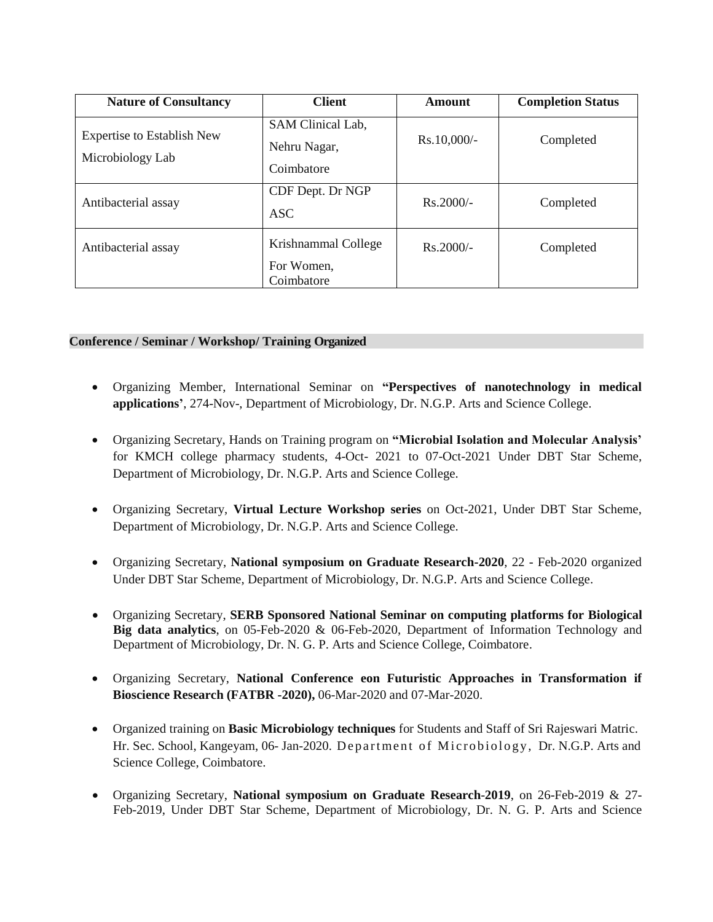| Nature of Consultancy | Client | Amount | Completion Status |
| --- | --- | --- | --- |
| Expertise to Establish New Microbiology Lab | SAM Clinical Lab, Nehru Nagar, Coimbatore | Rs.10,000/- | Completed |
| Antibacterial assay | CDF Dept. Dr NGP ASC | Rs.2000/- | Completed |
| Antibacterial assay | Krishnammal College For Women, Coimbatore | Rs.2000/- | Completed |

## Conference / Seminar / Workshop/ Training Organized

- Organizing Member, International Seminar on **"Perspectives of nanotechnology in medical applications'**, 274-Nov-, Department of Microbiology, Dr. N.G.P. Arts and Science College.
- Organizing Secretary, Hands on Training program on **"Microbial Isolation and Molecular Analysis'** for KMCH college pharmacy students, 4-Oct- 2021 to 07-Oct-2021 Under DBT Star Scheme, Department of Microbiology, Dr. N.G.P. Arts and Science College.
- Organizing Secretary, **Virtual Lecture Workshop series** on Oct-2021, Under DBT Star Scheme, Department of Microbiology, Dr. N.G.P. Arts and Science College.
- Organizing Secretary, **National symposium on Graduate Research-2020**, 22 - Feb-2020 organized Under DBT Star Scheme, Department of Microbiology, Dr. N.G.P. Arts and Science College.
- Organizing Secretary, **SERB Sponsored National Seminar on computing platforms for Biological Big data analytics**, on 05-Feb-2020 & 06-Feb-2020, Department of Information Technology and Department of Microbiology, Dr. N. G. P. Arts and Science College, Coimbatore.
- Organizing Secretary, **National Conference eon Futuristic Approaches in Transformation if Bioscience Research (FATBR -2020),** 06-Mar-2020 and 07-Mar-2020.
- Organized training on **Basic Microbiology techniques** for Students and Staff of Sri Rajeswari Matric. Hr. Sec. School, Kangeyam, 06- Jan-2020. Department of Microbiology, Dr. N.G.P. Arts and Science College, Coimbatore.
- Organizing Secretary, **National symposium on Graduate Research-2019**, on 26-Feb-2019 & 27-Feb-2019, Under DBT Star Scheme, Department of Microbiology, Dr. N. G. P. Arts and Science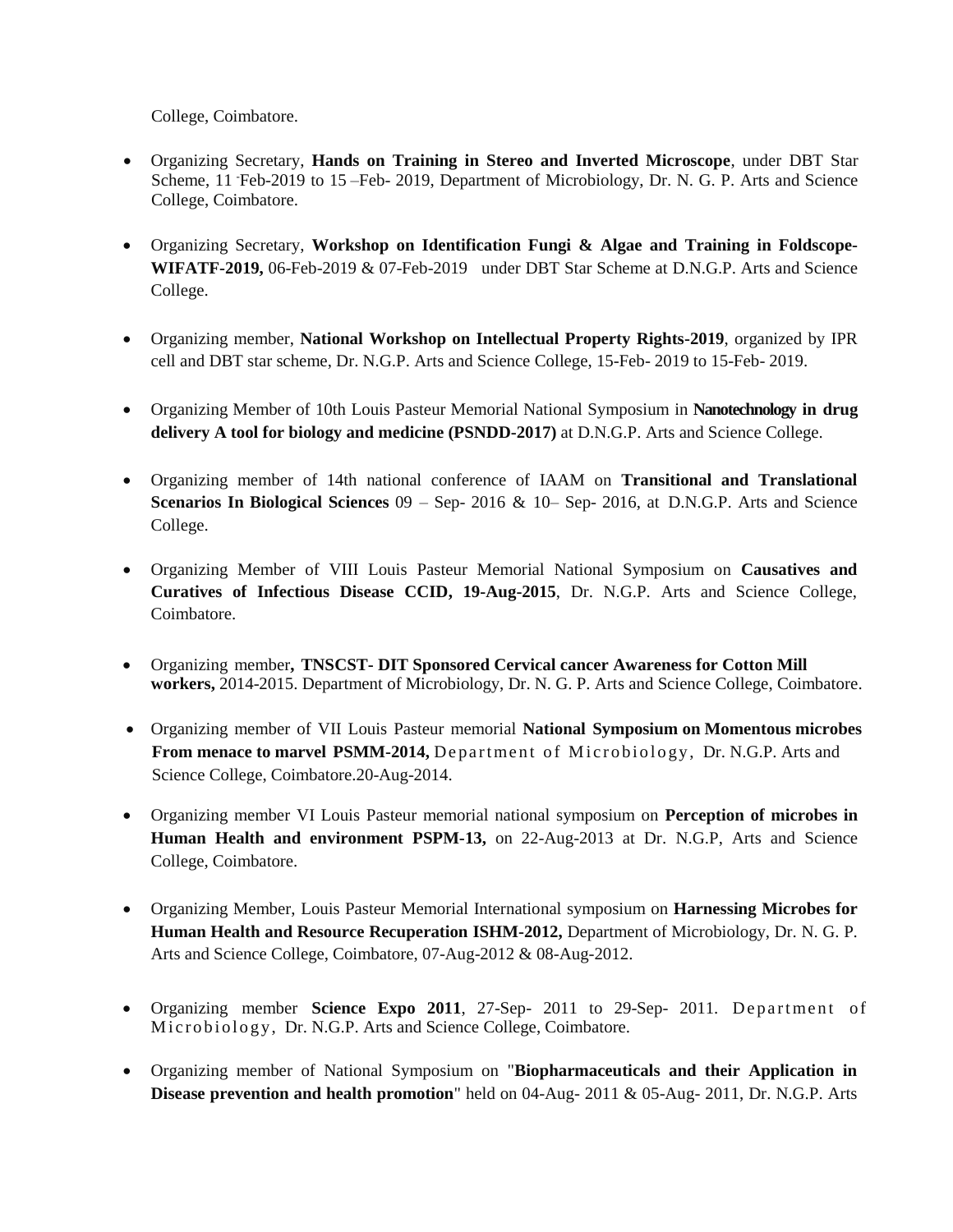College, Coimbatore.

- Organizing Secretary, **Hands on Training in Stereo and Inverted Microscope**, under DBT Star Scheme, 11 -Feb-2019 to 15 –Feb- 2019, Department of Microbiology, Dr. N. G. P. Arts and Science College, Coimbatore.

- Organizing Secretary, **Workshop on Identification Fungi & Algae and Training in Foldscope-WIFATF-2019,** 06-Feb-2019 & 07-Feb-2019 under DBT Star Scheme at D.N.G.P. Arts and Science College.

- Organizing member, **National Workshop on Intellectual Property Rights-2019**, organized by IPR cell and DBT star scheme, Dr. N.G.P. Arts and Science College, 15-Feb- 2019 to 15-Feb- 2019.

- Organizing Member of 10th Louis Pasteur Memorial National Symposium in **Nanotechnology in drug delivery A tool for biology and medicine (PSNDD-2017)** at D.N.G.P. Arts and Science College.

- Organizing member of 14th national conference of IAAM on **Transitional and Translational Scenarios In Biological Sciences** 09 – Sep- 2016 & 10– Sep- 2016, at D.N.G.P. Arts and Science College.

- Organizing Member of VIII Louis Pasteur Memorial National Symposium on **Causatives and Curatives of Infectious Disease CCID, 19-Aug-2015**, Dr. N.G.P. Arts and Science College, Coimbatore.

- Organizing member**, TNSCST- DIT Sponsored Cervical cancer Awareness for Cotton Mill workers,** 2014-2015. Department of Microbiology, Dr. N. G. P. Arts and Science College, Coimbatore.

- Organizing member of VII Louis Pasteur memorial **National Symposium on Momentous microbes From menace to marvel PSMM-2014,** Department of Microbiology, Dr. N.G.P. Arts and Science College, Coimbatore.20-Aug-2014.

- Organizing member VI Louis Pasteur memorial national symposium on **Perception of microbes in Human Health and environment PSPM-13,** on 22-Aug-2013 at Dr. N.G.P, Arts and Science College, Coimbatore.

- Organizing Member, Louis Pasteur Memorial International symposium on **Harnessing Microbes for Human Health and Resource Recuperation ISHM-2012,** Department of Microbiology, Dr. N. G. P. Arts and Science College, Coimbatore, 07-Aug-2012 & 08-Aug-2012.

- Organizing member **Science Expo 2011**, 27-Sep- 2011 to 29-Sep- 2011. Department of Microbiology, Dr. N.G.P. Arts and Science College, Coimbatore.

- Organizing member of National Symposium on "**Biopharmaceuticals and their Application in Disease prevention and health promotion**" held on 04-Aug- 2011 & 05-Aug- 2011, Dr. N.G.P. Arts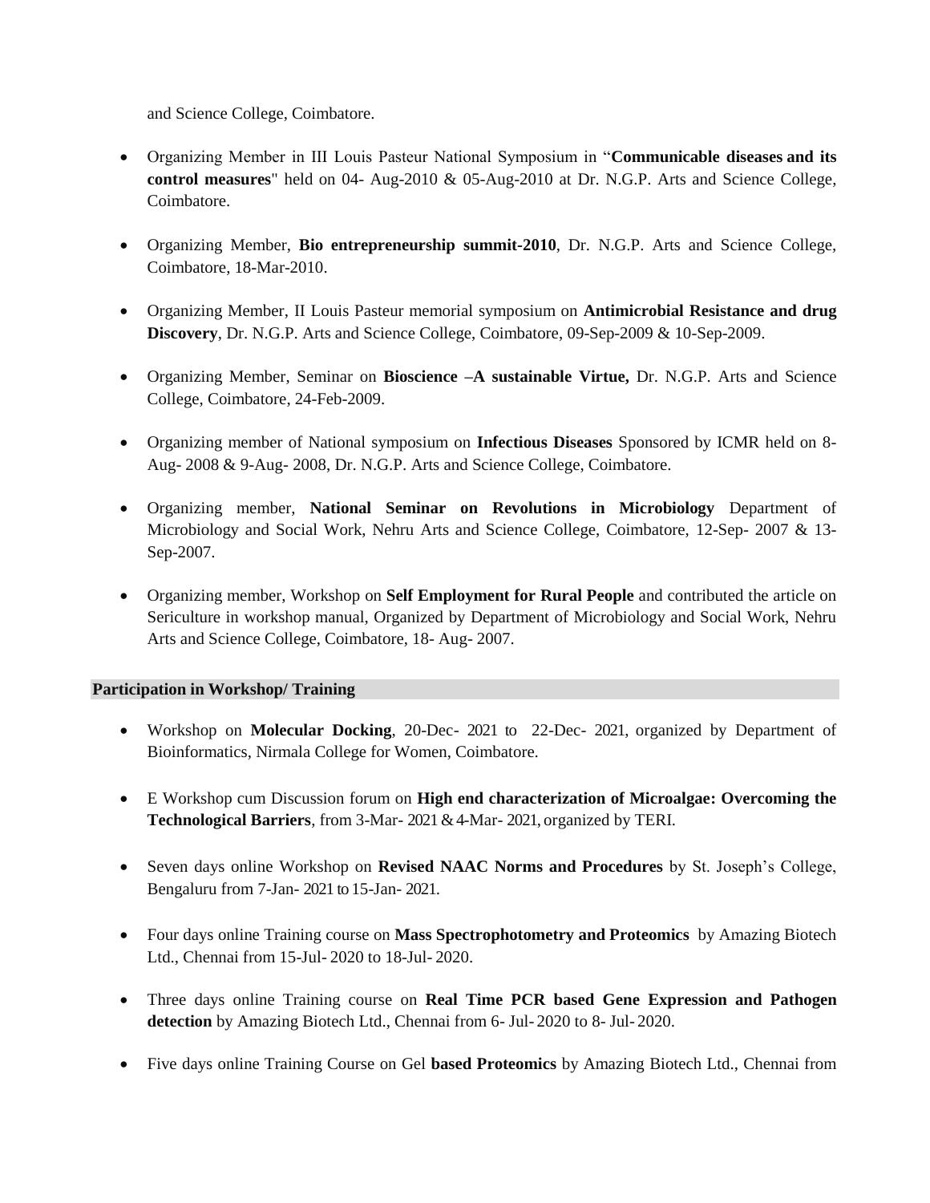and Science College, Coimbatore.

- Organizing Member in III Louis Pasteur National Symposium in "**Communicable diseases and its control measures**" held on 04- Aug-2010 & 05-Aug-2010 at Dr. N.G.P. Arts and Science College, Coimbatore.

- Organizing Member, **Bio entrepreneurship summit-2010**, Dr. N.G.P. Arts and Science College, Coimbatore, 18-Mar-2010.

- Organizing Member, II Louis Pasteur memorial symposium on **Antimicrobial Resistance and drug Discovery**, Dr. N.G.P. Arts and Science College, Coimbatore, 09-Sep-2009 & 10-Sep-2009.

- Organizing Member, Seminar on **Bioscience –A sustainable Virtue,** Dr. N.G.P. Arts and Science College, Coimbatore, 24-Feb-2009.

- Organizing member of National symposium on **Infectious Diseases** Sponsored by ICMR held on 8-Aug- 2008 & 9-Aug- 2008, Dr. N.G.P. Arts and Science College, Coimbatore.

- Organizing member, **National Seminar on Revolutions in Microbiology** Department of Microbiology and Social Work, Nehru Arts and Science College, Coimbatore, 12-Sep- 2007 & 13-Sep-2007.

- Organizing member, Workshop on **Self Employment for Rural People** and contributed the article on Sericulture in workshop manual, Organized by Department of Microbiology and Social Work, Nehru Arts and Science College, Coimbatore, 18- Aug- 2007.

## Participation in Workshop/ Training

- Workshop on **Molecular Docking**, 20-Dec- 2021 to 22-Dec- 2021, organized by Department of Bioinformatics, Nirmala College for Women, Coimbatore.

- E Workshop cum Discussion forum on **High end characterization of Microalgae: Overcoming the Technological Barriers**, from 3-Mar- 2021 & 4-Mar- 2021, organized by TERI.

- Seven days online Workshop on **Revised NAAC Norms and Procedures** by St. Joseph's College, Bengaluru from 7-Jan- 2021 to 15-Jan- 2021.

- Four days online Training course on **Mass Spectrophotometry and Proteomics** by Amazing Biotech Ltd., Chennai from 15-Jul- 2020 to 18-Jul- 2020.

- Three days online Training course on **Real Time PCR based Gene Expression and Pathogen detection** by Amazing Biotech Ltd., Chennai from 6- Jul- 2020 to 8- Jul- 2020.

- Five days online Training Course on Gel **based Proteomics** by Amazing Biotech Ltd., Chennai from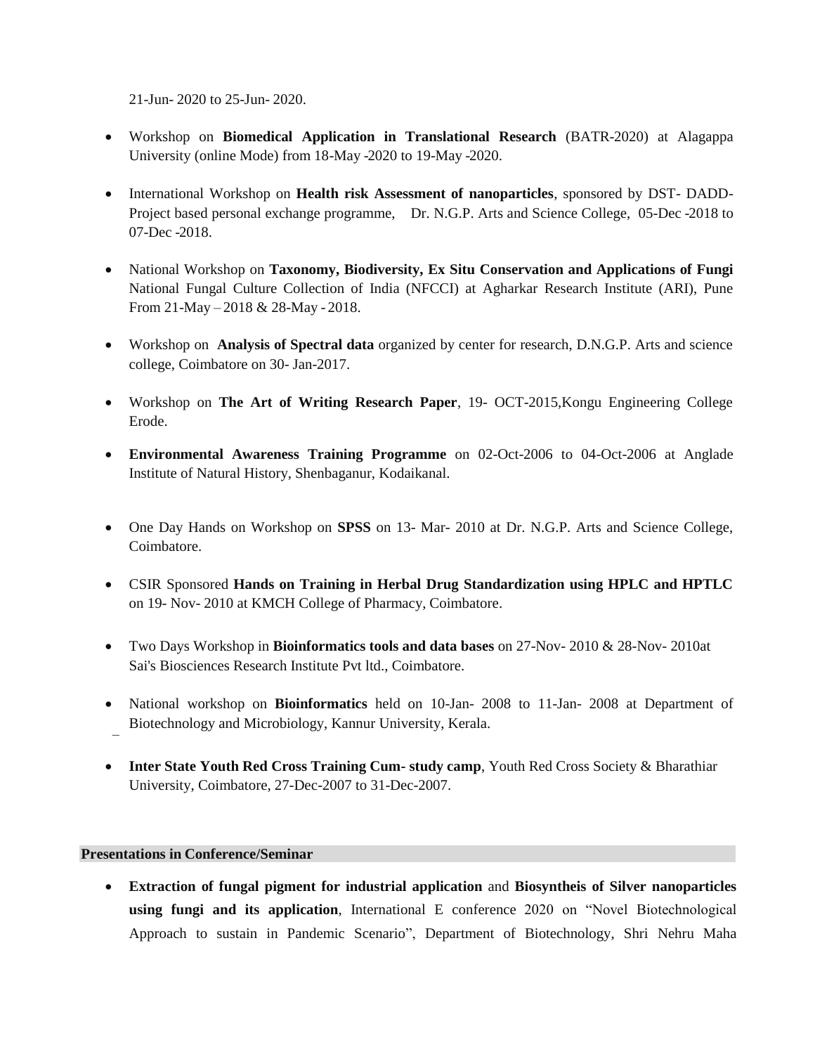21-Jun- 2020 to 25-Jun- 2020.

- Workshop on **Biomedical Application in Translational Research** (BATR-2020) at Alagappa University (online Mode) from 18-May -2020 to 19-May -2020.
- International Workshop on **Health risk Assessment of nanoparticles**, sponsored by DST- DADD-Project based personal exchange programme, Dr. N.G.P. Arts and Science College, 05-Dec -2018 to 07-Dec -2018.
- National Workshop on **Taxonomy, Biodiversity, Ex Situ Conservation and Applications of Fungi** National Fungal Culture Collection of India (NFCCI) at Agharkar Research Institute (ARI), Pune From 21-May – 2018 & 28-May - 2018.
- Workshop on **Analysis of Spectral data** organized by center for research, D.N.G.P. Arts and science college, Coimbatore on 30- Jan-2017.
- Workshop on **The Art of Writing Research Paper**, 19- OCT-2015,Kongu Engineering College Erode.
- **Environmental Awareness Training Programme** on 02-Oct-2006 to 04-Oct-2006 at Anglade Institute of Natural History, Shenbaganur, Kodaikanal.
- One Day Hands on Workshop on **SPSS** on 13- Mar- 2010 at Dr. N.G.P. Arts and Science College, Coimbatore.
- CSIR Sponsored **Hands on Training in Herbal Drug Standardization using HPLC and HPTLC** on 19- Nov- 2010 at KMCH College of Pharmacy, Coimbatore.
- Two Days Workshop in **Bioinformatics tools and data bases** on 27-Nov- 2010 & 28-Nov- 2010at Sai's Biosciences Research Institute Pvt ltd., Coimbatore.
- National workshop on **Bioinformatics** held on 10-Jan- 2008 to 11-Jan- 2008 at Department of Biotechnology and Microbiology, Kannur University, Kerala.
- **Inter State Youth Red Cross Training Cum- study camp**, Youth Red Cross Society & Bharathiar University, Coimbatore, 27-Dec-2007 to 31-Dec-2007.

## Presentations in Conference/Seminar

- **Extraction of fungal pigment for industrial application** and **Biosyntheis of Silver nanoparticles using fungi and its application**, International E conference 2020 on "Novel Biotechnological Approach to sustain in Pandemic Scenario", Department of Biotechnology, Shri Nehru Maha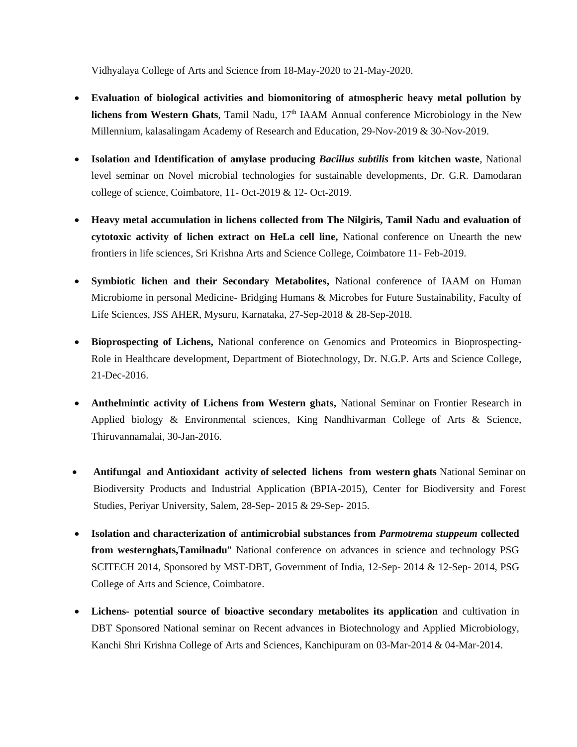Vidhyalaya College of Arts and Science from 18-May-2020 to 21-May-2020.

- **Evaluation of biological activities and biomonitoring of atmospheric heavy metal pollution by lichens from Western Ghats**, Tamil Nadu, 17th IAAM Annual conference Microbiology in the New Millennium, kalasalingam Academy of Research and Education, 29-Nov-2019 & 30-Nov-2019.

- **Isolation and Identification of amylase producing *Bacillus subtilis* from kitchen waste**, National level seminar on Novel microbial technologies for sustainable developments, Dr. G.R. Damodaran college of science, Coimbatore, 11- Oct-2019 & 12- Oct-2019.

- **Heavy metal accumulation in lichens collected from The Nilgiris, Tamil Nadu and evaluation of cytotoxic activity of lichen extract on HeLa cell line,** National conference on Unearth the new frontiers in life sciences, Sri Krishna Arts and Science College, Coimbatore 11- Feb-2019.

- **Symbiotic lichen and their Secondary Metabolites,** National conference of IAAM on Human Microbiome in personal Medicine- Bridging Humans & Microbes for Future Sustainability, Faculty of Life Sciences, JSS AHER, Mysuru, Karnataka, 27-Sep-2018 & 28-Sep-2018.

- **Bioprospecting of Lichens,** National conference on Genomics and Proteomics in Bioprospecting- Role in Healthcare development, Department of Biotechnology, Dr. N.G.P. Arts and Science College, 21-Dec-2016.

- **Anthelmintic activity of Lichens from Western ghats,** National Seminar on Frontier Research in Applied biology & Environmental sciences, King Nandhivarman College of Arts & Science, Thiruvannamalai, 30-Jan-2016.

- **Antifungal and Antioxidant activity of selected lichens from western ghats** National Seminar on Biodiversity Products and Industrial Application (BPIA-2015), Center for Biodiversity and Forest Studies, Periyar University, Salem, 28-Sep- 2015 & 29-Sep- 2015.

- **Isolation and characterization of antimicrobial substances from *Parmotrema stuppeum* collected from westernghats,Tamilnadu**" National conference on advances in science and technology PSG SCITECH 2014, Sponsored by MST-DBT, Government of India, 12-Sep- 2014 & 12-Sep- 2014, PSG College of Arts and Science, Coimbatore.

- **Lichens- potential source of bioactive secondary metabolites its application** and cultivation in DBT Sponsored National seminar on Recent advances in Biotechnology and Applied Microbiology, Kanchi Shri Krishna College of Arts and Sciences, Kanchipuram on 03-Mar-2014 & 04-Mar-2014.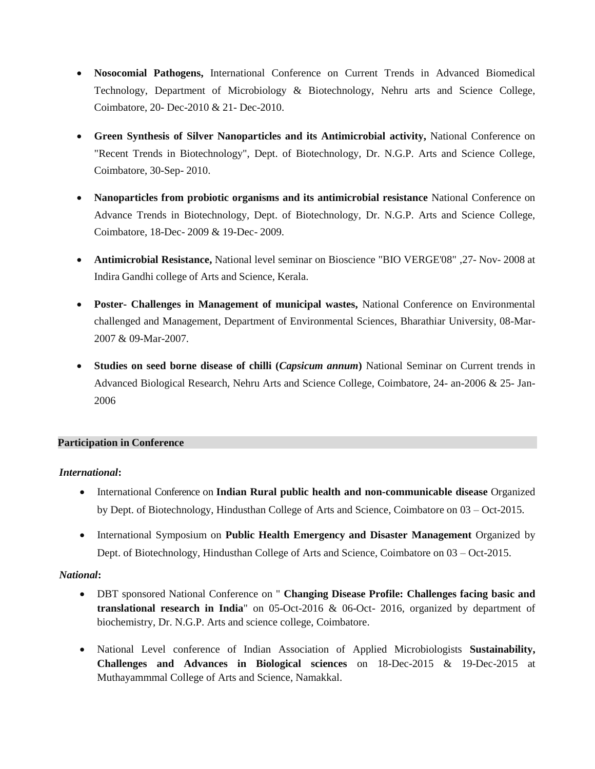- **Nosocomial Pathogens,** International Conference on Current Trends in Advanced Biomedical Technology, Department of Microbiology & Biotechnology, Nehru arts and Science College, Coimbatore, 20- Dec-2010 & 21- Dec-2010.

- **Green Synthesis of Silver Nanoparticles and its Antimicrobial activity,** National Conference on "Recent Trends in Biotechnology", Dept. of Biotechnology, Dr. N.G.P. Arts and Science College, Coimbatore, 30-Sep- 2010.

- **Nanoparticles from probiotic organisms and its antimicrobial resistance** National Conference on Advance Trends in Biotechnology, Dept. of Biotechnology, Dr. N.G.P. Arts and Science College, Coimbatore, 18-Dec- 2009 & 19-Dec- 2009.

- **Antimicrobial Resistance,** National level seminar on Bioscience "BIO VERGE'08" ,27- Nov- 2008 at Indira Gandhi college of Arts and Science, Kerala.

- **Poster- Challenges in Management of municipal wastes,** National Conference on Environmental challenged and Management, Department of Environmental Sciences, Bharathiar University, 08-Mar-2007 & 09-Mar-2007.

- **Studies on seed borne disease of chilli (*Capsicum annum*)** National Seminar on Current trends in Advanced Biological Research, Nehru Arts and Science College, Coimbatore, 24- an-2006 & 25- Jan-2006

## Participation in Conference

***International*:**

- International Conference on **Indian Rural public health and non-communicable disease** Organized by Dept. of Biotechnology, Hindusthan College of Arts and Science, Coimbatore on 03 – Oct-2015.

- International Symposium on **Public Health Emergency and Disaster Management** Organized by Dept. of Biotechnology, Hindusthan College of Arts and Science, Coimbatore on 03 – Oct-2015.

***National*:**

- DBT sponsored National Conference on " **Changing Disease Profile: Challenges facing basic and translational research in India**" on 05-Oct-2016 & 06-Oct- 2016, organized by department of biochemistry, Dr. N.G.P. Arts and science college, Coimbatore.

- National Level conference of Indian Association of Applied Microbiologists **Sustainability, Challenges and Advances in Biological sciences** on 18-Dec-2015 & 19-Dec-2015 at Muthayammmal College of Arts and Science, Namakkal.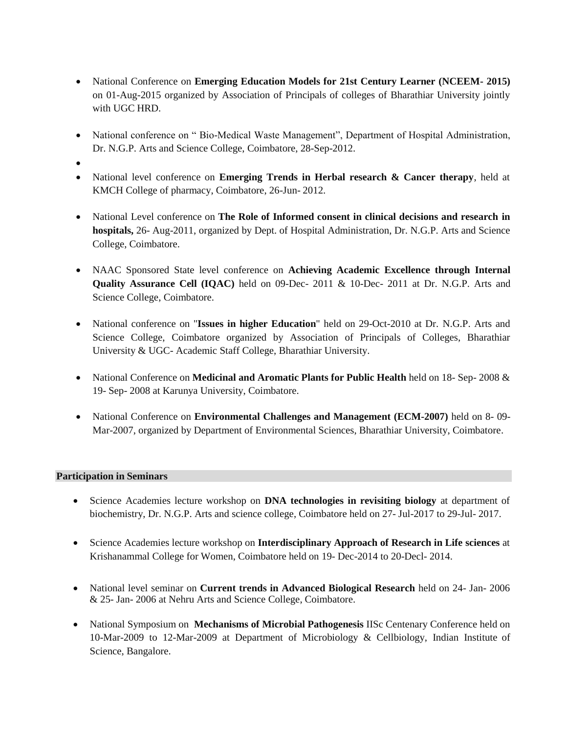- National Conference on **Emerging Education Models for 21st Century Learner (NCEEM- 2015)** on 01-Aug-2015 organized by Association of Principals of colleges of Bharathiar University jointly with UGC HRD.

- National conference on " Bio-Medical Waste Management", Department of Hospital Administration, Dr. N.G.P. Arts and Science College, Coimbatore, 28-Sep-2012.

- National level conference on **Emerging Trends in Herbal research & Cancer therapy**, held at KMCH College of pharmacy, Coimbatore, 26-Jun- 2012.

- National Level conference on **The Role of Informed consent in clinical decisions and research in hospitals,** 26- Aug-2011, organized by Dept. of Hospital Administration, Dr. N.G.P. Arts and Science College, Coimbatore.

- NAAC Sponsored State level conference on **Achieving Academic Excellence through Internal Quality Assurance Cell (IQAC)** held on 09-Dec- 2011 & 10-Dec- 2011 at Dr. N.G.P. Arts and Science College, Coimbatore.

- National conference on "**Issues in higher Education**" held on 29-Oct-2010 at Dr. N.G.P. Arts and Science College, Coimbatore organized by Association of Principals of Colleges, Bharathiar University & UGC- Academic Staff College, Bharathiar University.

- National Conference on **Medicinal and Aromatic Plants for Public Health** held on 18- Sep- 2008 & 19- Sep- 2008 at Karunya University, Coimbatore.

- National Conference on **Environmental Challenges and Management (ECM-2007)** held on 8- 09-Mar-2007, organized by Department of Environmental Sciences, Bharathiar University, Coimbatore.

**Participation in Seminars**

- Science Academies lecture workshop on **DNA technologies in revisiting biology** at department of biochemistry, Dr. N.G.P. Arts and science college, Coimbatore held on 27- Jul-2017 to 29-Jul- 2017.

- Science Academies lecture workshop on **Interdisciplinary Approach of Research in Life sciences** at Krishanammal College for Women, Coimbatore held on 19- Dec-2014 to 20-Decl- 2014.

- National level seminar on **Current trends in Advanced Biological Research** held on 24- Jan- 2006 & 25- Jan- 2006 at Nehru Arts and Science College, Coimbatore.

- National Symposium on **Mechanisms of Microbial Pathogenesis** IISc Centenary Conference held on 10-Mar-2009 to 12-Mar-2009 at Department of Microbiology & Cellbiology, Indian Institute of Science, Bangalore.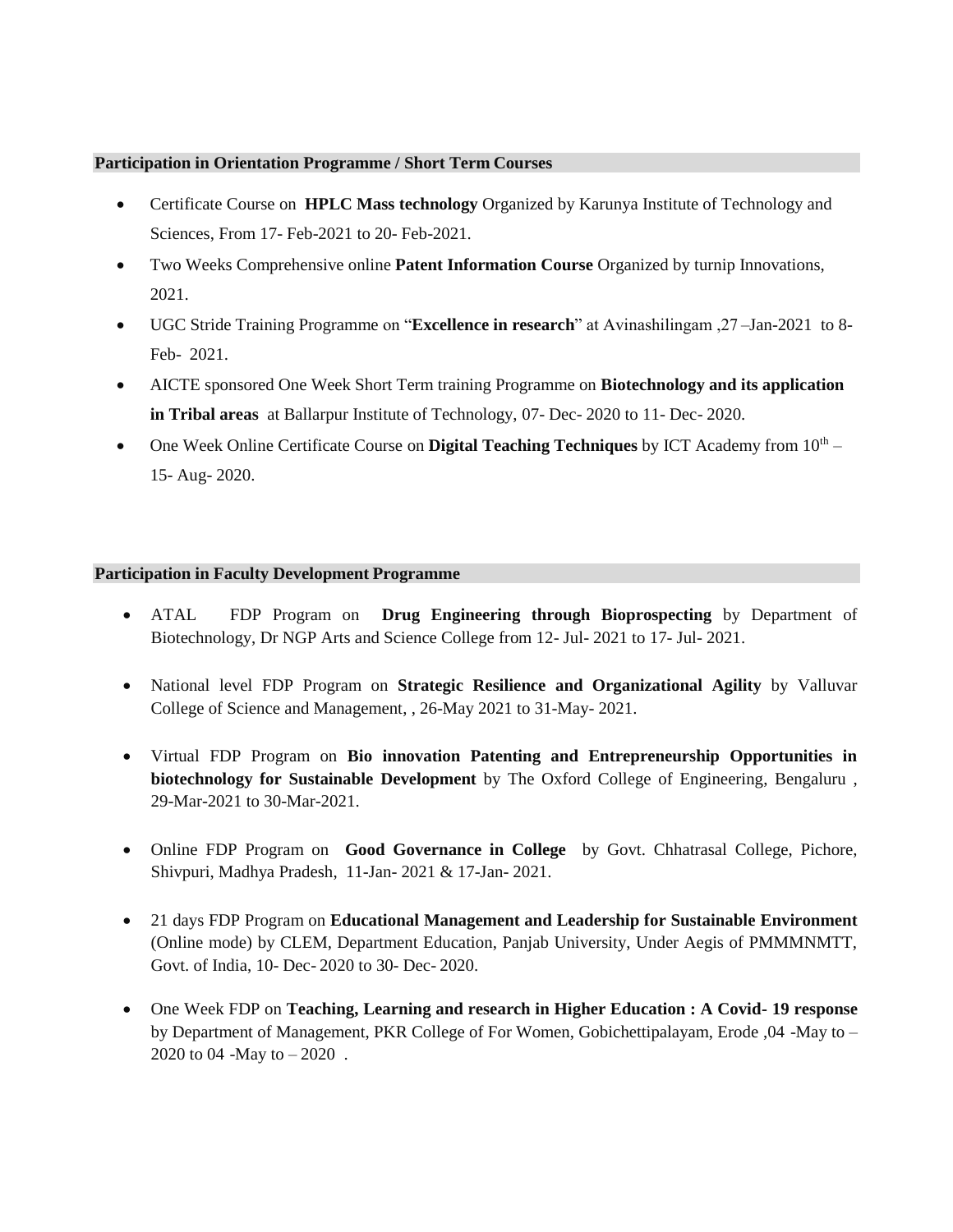## Participation in Orientation Programme / Short Term Courses

- Certificate Course on **HPLC Mass technology** Organized by Karunya Institute of Technology and Sciences, From 17- Feb-2021 to 20- Feb-2021.
- Two Weeks Comprehensive online **Patent Information Course** Organized by turnip Innovations, 2021.
- UGC Stride Training Programme on "**Excellence in research**" at Avinashilingam ,27 –Jan-2021 to 8- Feb- 2021.
- AICTE sponsored One Week Short Term training Programme on **Biotechnology and its application in Tribal areas** at Ballarpur Institute of Technology, 07- Dec- 2020 to 11- Dec- 2020.
- One Week Online Certificate Course on **Digital Teaching Techniques** by ICT Academy from 10th – 15- Aug- 2020.

## Participation in Faculty Development Programme

- ATAL FDP Program on **Drug Engineering through Bioprospecting** by Department of Biotechnology, Dr NGP Arts and Science College from 12- Jul- 2021 to 17- Jul- 2021.

- National level FDP Program on **Strategic Resilience and Organizational Agility** by Valluvar College of Science and Management, , 26-May 2021 to 31-May- 2021.

- Virtual FDP Program on **Bio innovation Patenting and Entrepreneurship Opportunities in biotechnology for Sustainable Development** by The Oxford College of Engineering, Bengaluru , 29-Mar-2021 to 30-Mar-2021.

- Online FDP Program on **Good Governance in College** by Govt. Chhatrasal College, Pichore, Shivpuri, Madhya Pradesh, 11-Jan- 2021 & 17-Jan- 2021.

- 21 days FDP Program on **Educational Management and Leadership for Sustainable Environment** (Online mode) by CLEM, Department Education, Panjab University, Under Aegis of PMMMNMTT, Govt. of India, 10- Dec- 2020 to 30- Dec- 2020.

- One Week FDP on **Teaching, Learning and research in Higher Education : A Covid- 19 response** by Department of Management, PKR College of For Women, Gobichettipalayam, Erode ,04 -May to – 2020 to 04 -May to – 2020 .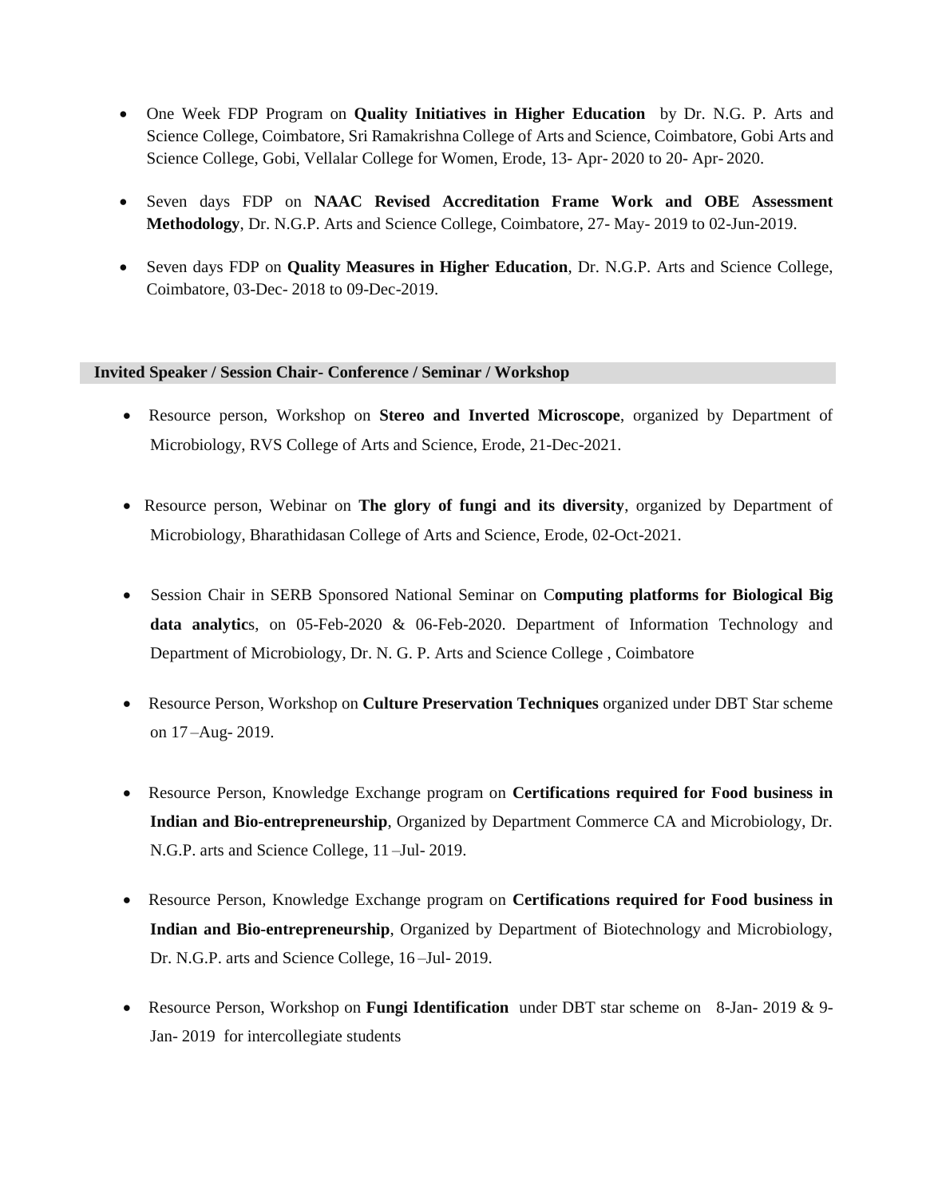- One Week FDP Program on **Quality Initiatives in Higher Education** by Dr. N.G. P. Arts and Science College, Coimbatore, Sri Ramakrishna College of Arts and Science, Coimbatore, Gobi Arts and Science College, Gobi, Vellalar College for Women, Erode, 13- Apr- 2020 to 20- Apr- 2020.

- Seven days FDP on **NAAC Revised Accreditation Frame Work and OBE Assessment Methodology**, Dr. N.G.P. Arts and Science College, Coimbatore, 27- May- 2019 to 02-Jun-2019.

- Seven days FDP on **Quality Measures in Higher Education**, Dr. N.G.P. Arts and Science College, Coimbatore, 03-Dec- 2018 to 09-Dec-2019.

**Invited Speaker / Session Chair- Conference / Seminar / Workshop**

- Resource person, Workshop on **Stereo and Inverted Microscope**, organized by Department of Microbiology, RVS College of Arts and Science, Erode, 21-Dec-2021.

- Resource person, Webinar on **The glory of fungi and its diversity**, organized by Department of Microbiology, Bharathidasan College of Arts and Science, Erode, 02-Oct-2021.

- Session Chair in SERB Sponsored National Seminar on C**omputing platforms for Biological Big data analytic**s, on 05-Feb-2020 & 06-Feb-2020. Department of Information Technology and Department of Microbiology, Dr. N. G. P. Arts and Science College , Coimbatore

- Resource Person, Workshop on **Culture Preservation Techniques** organized under DBT Star scheme on 17 –Aug- 2019.

- Resource Person, Knowledge Exchange program on **Certifications required for Food business in Indian and Bio-entrepreneurship**, Organized by Department Commerce CA and Microbiology, Dr. N.G.P. arts and Science College, 11 –Jul- 2019.

- Resource Person, Knowledge Exchange program on **Certifications required for Food business in Indian and Bio-entrepreneurship**, Organized by Department of Biotechnology and Microbiology, Dr. N.G.P. arts and Science College, 16 –Jul- 2019.

- Resource Person, Workshop on **Fungi Identification** under DBT star scheme on 8-Jan- 2019 & 9-Jan- 2019 for intercollegiate students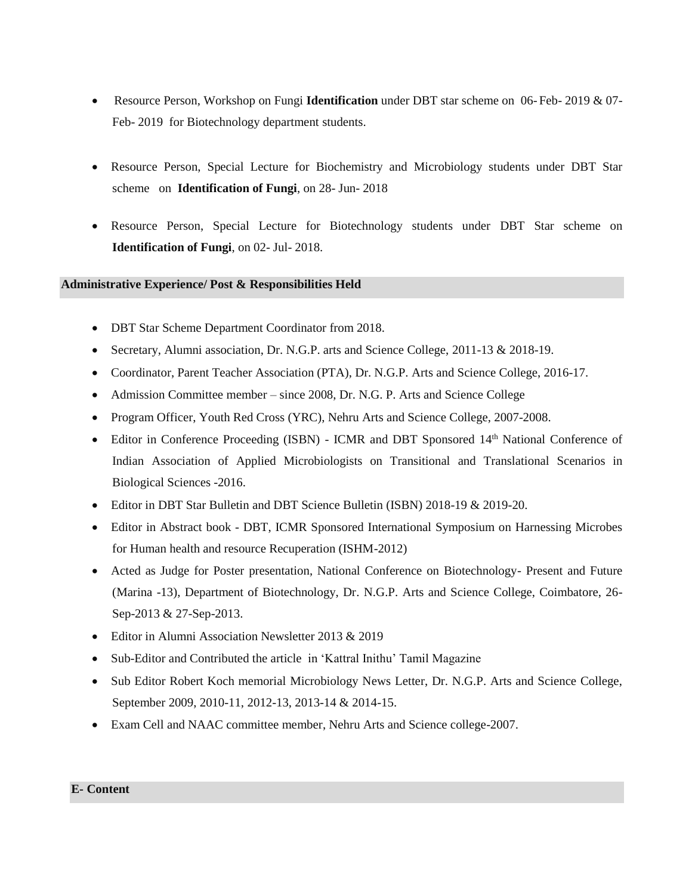- Resource Person, Workshop on Fungi **Identification** under DBT star scheme on 06- Feb- 2019 & 07- Feb- 2019 for Biotechnology department students.

- Resource Person, Special Lecture for Biochemistry and Microbiology students under DBT Star scheme on **Identification of Fungi**, on 28- Jun- 2018

- Resource Person, Special Lecture for Biotechnology students under DBT Star scheme on **Identification of Fungi**, on 02- Jul- 2018.

## Administrative Experience/ Post & Responsibilities Held

- DBT Star Scheme Department Coordinator from 2018.
- Secretary, Alumni association, Dr. N.G.P. arts and Science College, 2011-13 & 2018-19.
- Coordinator, Parent Teacher Association (PTA), Dr. N.G.P. Arts and Science College, 2016-17.
- Admission Committee member – since 2008, Dr. N.G. P. Arts and Science College
- Program Officer, Youth Red Cross (YRC), Nehru Arts and Science College, 2007-2008.
- Editor in Conference Proceeding (ISBN) - ICMR and DBT Sponsored 14th National Conference of Indian Association of Applied Microbiologists on Transitional and Translational Scenarios in Biological Sciences -2016.
- Editor in DBT Star Bulletin and DBT Science Bulletin (ISBN) 2018-19 & 2019-20.
- Editor in Abstract book - DBT, ICMR Sponsored International Symposium on Harnessing Microbes for Human health and resource Recuperation (ISHM-2012)
- Acted as Judge for Poster presentation, National Conference on Biotechnology- Present and Future (Marina -13), Department of Biotechnology, Dr. N.G.P. Arts and Science College, Coimbatore, 26-Sep-2013 & 27-Sep-2013.
- Editor in Alumni Association Newsletter 2013 & 2019
- Sub-Editor and Contributed the article in 'Kattral Inithu' Tamil Magazine
- Sub Editor Robert Koch memorial Microbiology News Letter, Dr. N.G.P. Arts and Science College, September 2009, 2010-11, 2012-13, 2013-14 & 2014-15.
- Exam Cell and NAAC committee member, Nehru Arts and Science college-2007.

## E- Content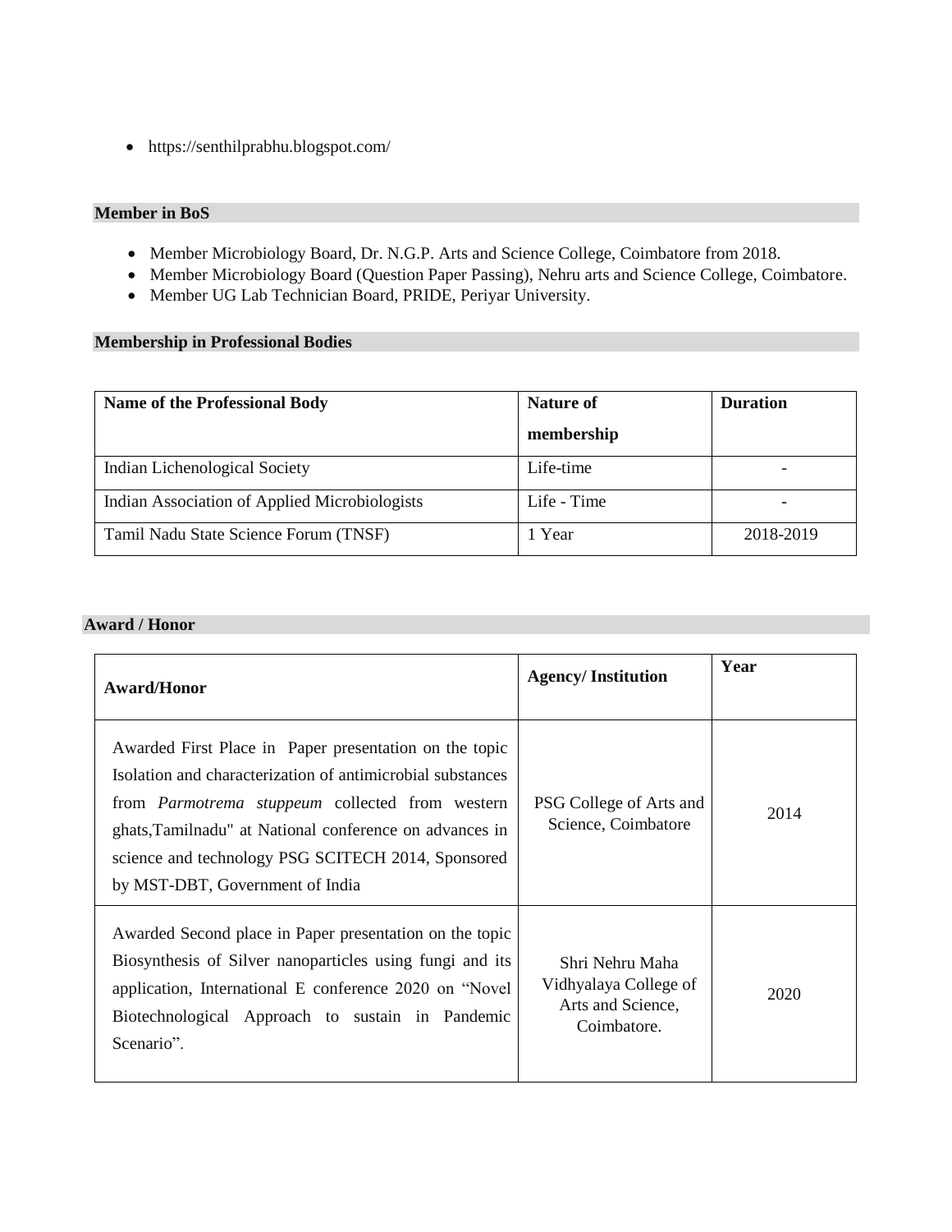- https://senthilprabhu.blogspot.com/

## Member in BoS

- Member Microbiology Board, Dr. N.G.P. Arts and Science College, Coimbatore from 2018.
- Member Microbiology Board (Question Paper Passing), Nehru arts and Science College, Coimbatore.
- Member UG Lab Technician Board, PRIDE, Periyar University.

## Membership in Professional Bodies

| Name of the Professional Body | Nature of membership | Duration |
|---|---|---|
| Indian Lichenological Society | Life-time | - |
| Indian Association of Applied Microbiologists | Life - Time | - |
| Tamil Nadu State Science Forum (TNSF) | 1 Year | 2018-2019 |

## Award / Honor

| Award/Honor | Agency/ Institution | Year |
|---|---|---|
| Awarded First Place in Paper presentation on the topic Isolation and characterization of antimicrobial substances from *Parmotrema stuppeum* collected from western ghats,Tamilnadu" at National conference on advances in science and technology PSG SCITECH 2014, Sponsored by MST-DBT, Government of India | PSG College of Arts and Science, Coimbatore | 2014 |
| Awarded Second place in Paper presentation on the topic Biosynthesis of Silver nanoparticles using fungi and its application, International E conference 2020 on "Novel Biotechnological Approach to sustain in Pandemic Scenario". | Shri Nehru Maha Vidhyalaya College of Arts and Science, Coimbatore. | 2020 |